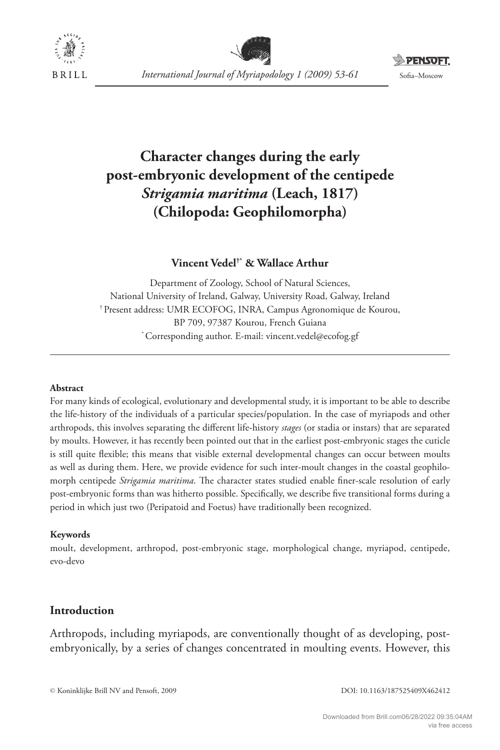# Character changes during the early post-embryonic development of the centipede *Strigamia maritima* (Leach, 1817) (Chilopoda: Geophilomorpha)

**Vincent Vedel[†*] & Wallace Arthur**

Department of Zoology, School of Natural Sciences,
National University of Ireland, Galway, University Road, Galway, Ireland
[†] Present address: UMR ECOFOG, INRA, Campus Agronomique de Kourou, BP 709, 97387 Kourou, French Guiana
[*] Corresponding author. E-mail: vincent.vedel@ecofog.gf

---

#### Abstract

For many kinds of ecological, evolutionary and developmental study, it is important to be able to describe the life-history of the individuals of a particular species/population. In the case of myriapods and other arthropods, this involves separating the different life-history *stages* (or stadia or instars) that are separated by moults. However, it has recently been pointed out that in the earliest post-embryonic stages the cuticle is still quite flexible; this means that visible external developmental changes can occur between moults as well as during them. Here, we provide evidence for such inter-moult changes in the coastal geophilomorph centipede *Strigamia maritima*. The character states studied enable finer-scale resolution of early post-embryonic forms than was hitherto possible. Specifically, we describe five transitional forms during a period in which just two (Peripatoid and Foetus) have traditionally been recognized.

#### Keywords

moult, development, arthropod, post-embryonic stage, morphological change, myriapod, centipede, evo-devo

## Introduction

Arthropods, including myriapods, are conventionally thought of as developing, post-embryonically, by a series of changes concentrated in moulting events. However, this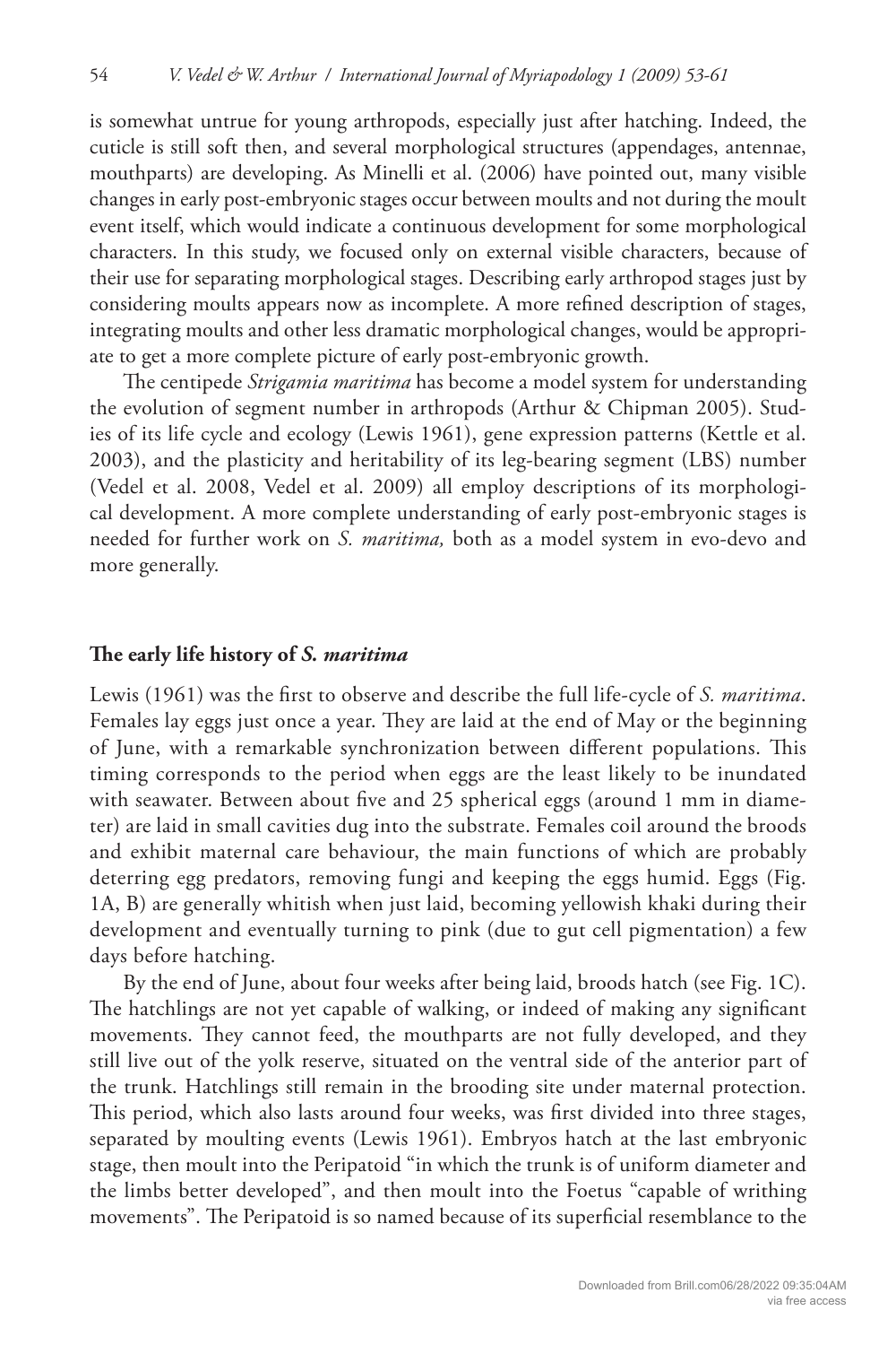is somewhat untrue for young arthropods, especially just after hatching. Indeed, the cuticle is still soft then, and several morphological structures (appendages, antennae, mouthparts) are developing. As Minelli et al. (2006) have pointed out, many visible changes in early post-embryonic stages occur between moults and not during the moult event itself, which would indicate a continuous development for some morphological characters. In this study, we focused only on external visible characters, because of their use for separating morphological stages. Describing early arthropod stages just by considering moults appears now as incomplete. A more refined description of stages, integrating moults and other less dramatic morphological changes, would be appropriate to get a more complete picture of early post-embryonic growth.

The centipede *Strigamia maritima* has become a model system for understanding the evolution of segment number in arthropods (Arthur & Chipman 2005). Studies of its life cycle and ecology (Lewis 1961), gene expression patterns (Kettle et al. 2003), and the plasticity and heritability of its leg-bearing segment (LBS) number (Vedel et al. 2008, Vedel et al. 2009) all employ descriptions of its morphological development. A more complete understanding of early post-embryonic stages is needed for further work on *S. maritima,* both as a model system in evo-devo and more generally.

## The early life history of *S. maritima*

Lewis (1961) was the first to observe and describe the full life-cycle of *S. maritima*. Females lay eggs just once a year. They are laid at the end of May or the beginning of June, with a remarkable synchronization between different populations. This timing corresponds to the period when eggs are the least likely to be inundated with seawater. Between about five and 25 spherical eggs (around 1 mm in diameter) are laid in small cavities dug into the substrate. Females coil around the broods and exhibit maternal care behaviour, the main functions of which are probably deterring egg predators, removing fungi and keeping the eggs humid. Eggs (Fig. 1A, B) are generally whitish when just laid, becoming yellowish khaki during their development and eventually turning to pink (due to gut cell pigmentation) a few days before hatching.

By the end of June, about four weeks after being laid, broods hatch (see Fig. 1C). The hatchlings are not yet capable of walking, or indeed of making any significant movements. They cannot feed, the mouthparts are not fully developed, and they still live out of the yolk reserve, situated on the ventral side of the anterior part of the trunk. Hatchlings still remain in the brooding site under maternal protection. This period, which also lasts around four weeks, was first divided into three stages, separated by moulting events (Lewis 1961). Embryos hatch at the last embryonic stage, then moult into the Peripatoid "in which the trunk is of uniform diameter and the limbs better developed", and then moult into the Foetus "capable of writhing movements". The Peripatoid is so named because of its superficial resemblance to the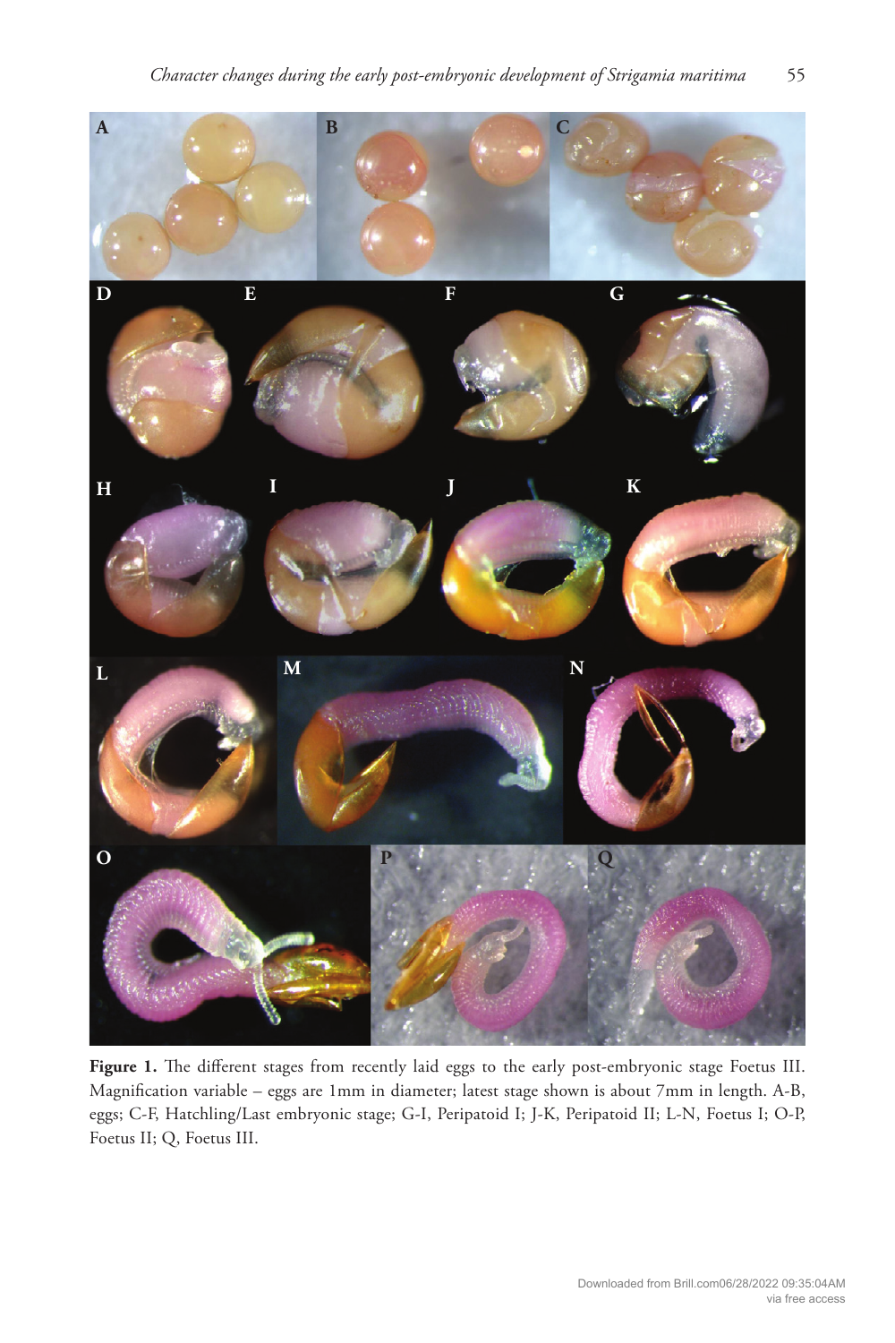**Figure 1.** The different stages from recently laid eggs to the early post-embryonic stage Foetus III. Magnification variable – eggs are 1mm in diameter; latest stage shown is about 7mm in length. A-B, eggs; C-F, Hatchling/Last embryonic stage; G-I, Peripatoid I; J-K, Peripatoid II; L-N, Foetus I; O-P, Foetus II; Q, Foetus III.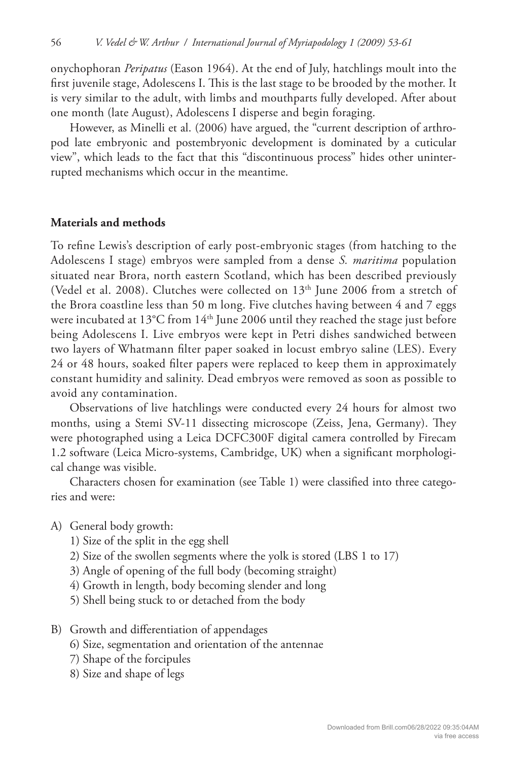onychophoran *Peripatus* (Eason 1964). At the end of July, hatchlings moult into the first juvenile stage, Adolescens I. This is the last stage to be brooded by the mother. It is very similar to the adult, with limbs and mouthparts fully developed. After about one month (late August), Adolescens I disperse and begin foraging.

However, as Minelli et al. (2006) have argued, the "current description of arthropod late embryonic and postembryonic development is dominated by a cuticular view", which leads to the fact that this "discontinuous process" hides other uninterrupted mechanisms which occur in the meantime.

## Materials and methods

To refine Lewis's description of early post-embryonic stages (from hatching to the Adolescens I stage) embryos were sampled from a dense *S. maritima* population situated near Brora, north eastern Scotland, which has been described previously (Vedel et al. 2008). Clutches were collected on 13th June 2006 from a stretch of the Brora coastline less than 50 m long. Five clutches having between 4 and 7 eggs were incubated at 13°C from 14th June 2006 until they reached the stage just before being Adolescens I. Live embryos were kept in Petri dishes sandwiched between two layers of Whatmann filter paper soaked in locust embryo saline (LES). Every 24 or 48 hours, soaked filter papers were replaced to keep them in approximately constant humidity and salinity. Dead embryos were removed as soon as possible to avoid any contamination.

Observations of live hatchlings were conducted every 24 hours for almost two months, using a Stemi SV-11 dissecting microscope (Zeiss, Jena, Germany). They were photographed using a Leica DCFC300F digital camera controlled by Firecam 1.2 software (Leica Micro-systems, Cambridge, UK) when a significant morphological change was visible.

Characters chosen for examination (see Table 1) were classified into three categories and were:

A) General body growth:
   1) Size of the split in the egg shell
   2) Size of the swollen segments where the yolk is stored (LBS 1 to 17)
   3) Angle of opening of the full body (becoming straight)
   4) Growth in length, body becoming slender and long
   5) Shell being stuck to or detached from the body

B) Growth and differentiation of appendages
   6) Size, segmentation and orientation of the antennae
   7) Shape of the forcipules
   8) Size and shape of legs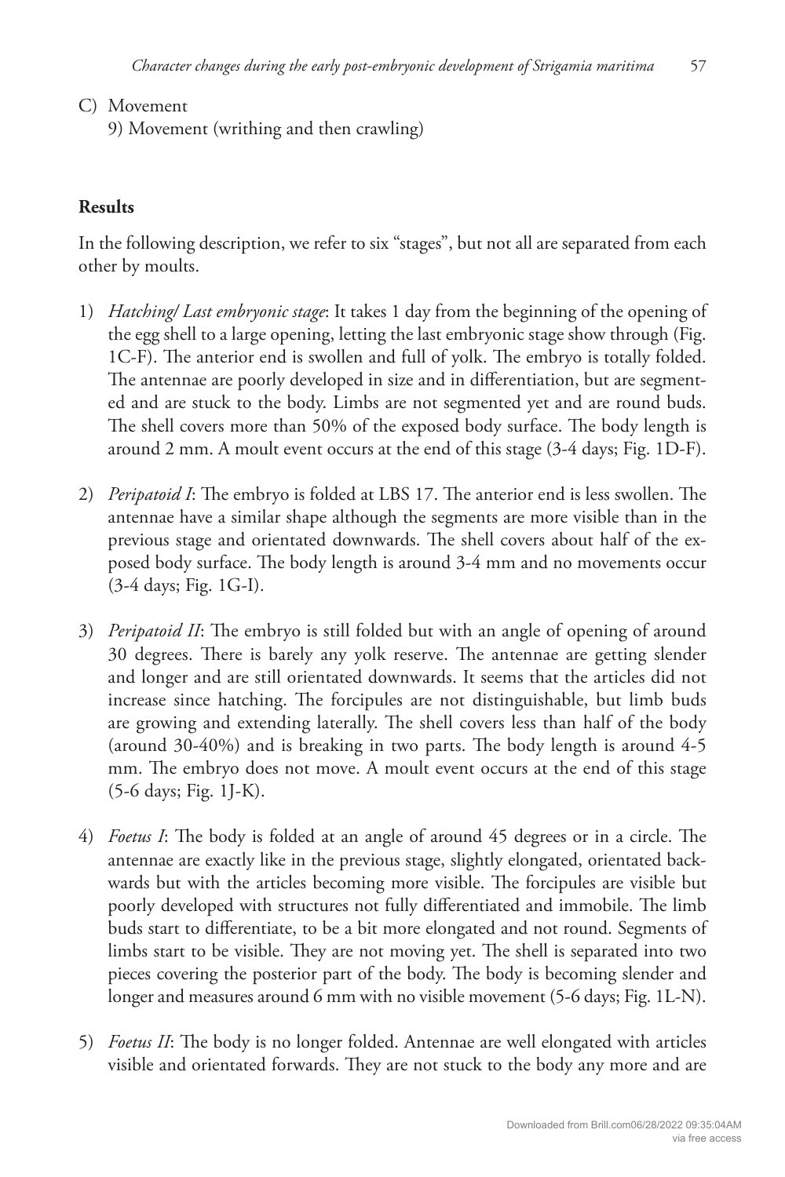C) Movement
   9) Movement (writhing and then crawling)

## Results

In the following description, we refer to six "stages", but not all are separated from each other by moults.

1) *Hatching/ Last embryonic stage*: It takes 1 day from the beginning of the opening of the egg shell to a large opening, letting the last embryonic stage show through (Fig. 1C-F). The anterior end is swollen and full of yolk. The embryo is totally folded. The antennae are poorly developed in size and in differentiation, but are segmented and are stuck to the body. Limbs are not segmented yet and are round buds. The shell covers more than 50% of the exposed body surface. The body length is around 2 mm. A moult event occurs at the end of this stage (3-4 days; Fig. 1D-F).

2) *Peripatoid I*: The embryo is folded at LBS 17. The anterior end is less swollen. The antennae have a similar shape although the segments are more visible than in the previous stage and orientated downwards. The shell covers about half of the exposed body surface. The body length is around 3-4 mm and no movements occur (3-4 days; Fig. 1G-I).

3) *Peripatoid II*: The embryo is still folded but with an angle of opening of around 30 degrees. There is barely any yolk reserve. The antennae are getting slender and longer and are still orientated downwards. It seems that the articles did not increase since hatching. The forcipules are not distinguishable, but limb buds are growing and extending laterally. The shell covers less than half of the body (around 30-40%) and is breaking in two parts. The body length is around 4-5 mm. The embryo does not move. A moult event occurs at the end of this stage (5-6 days; Fig. 1J-K).

4) *Foetus I*: The body is folded at an angle of around 45 degrees or in a circle. The antennae are exactly like in the previous stage, slightly elongated, orientated backwards but with the articles becoming more visible. The forcipules are visible but poorly developed with structures not fully differentiated and immobile. The limb buds start to differentiate, to be a bit more elongated and not round. Segments of limbs start to be visible. They are not moving yet. The shell is separated into two pieces covering the posterior part of the body. The body is becoming slender and longer and measures around 6 mm with no visible movement (5-6 days; Fig. 1L-N).

5) *Foetus II*: The body is no longer folded. Antennae are well elongated with articles visible and orientated forwards. They are not stuck to the body any more and are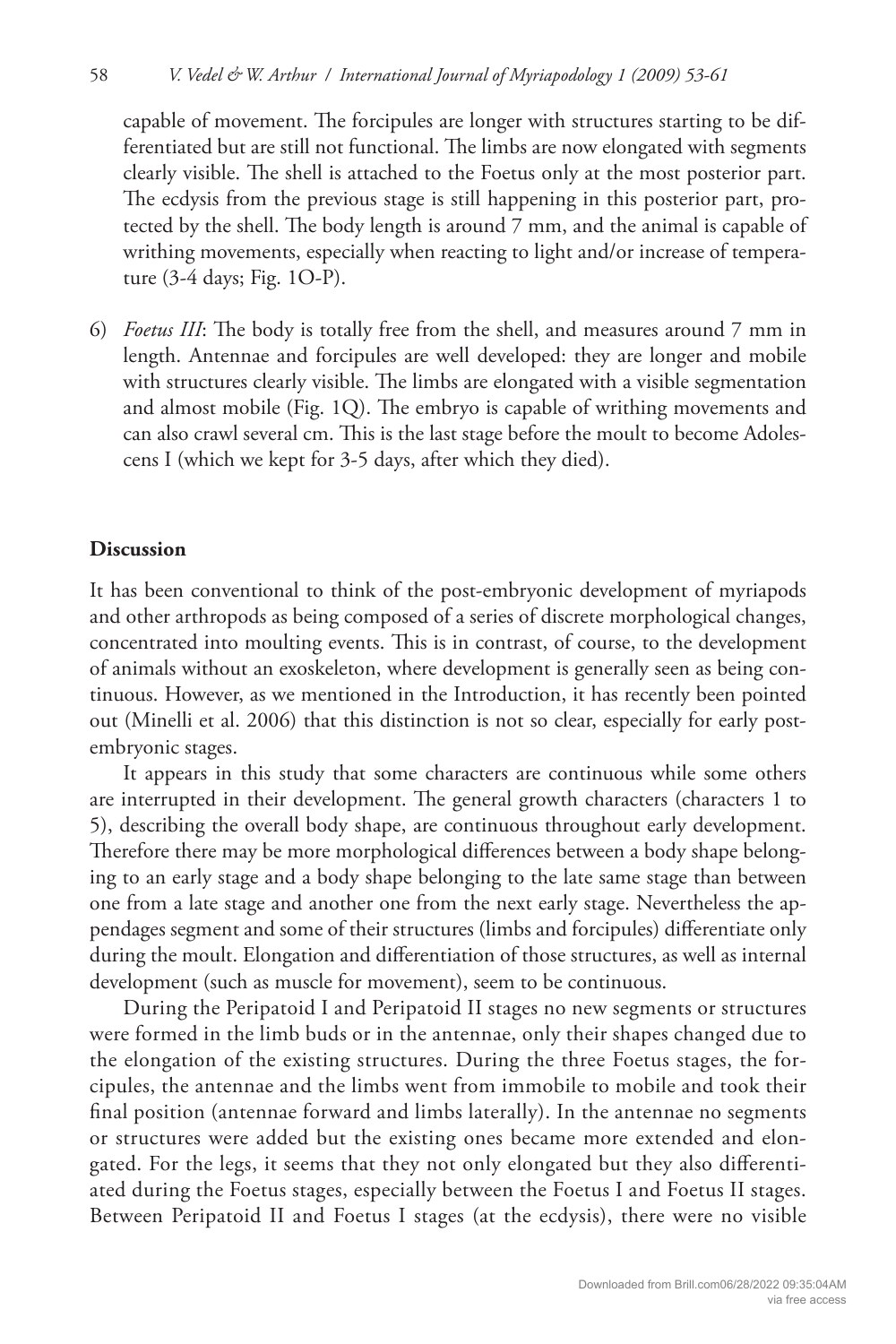capable of movement. The forcipules are longer with structures starting to be differentiated but are still not functional. The limbs are now elongated with segments clearly visible. The shell is attached to the Foetus only at the most posterior part. The ecdysis from the previous stage is still happening in this posterior part, protected by the shell. The body length is around 7 mm, and the animal is capable of writhing movements, especially when reacting to light and/or increase of temperature (3-4 days; Fig. 1O-P).

6) *Foetus III*: The body is totally free from the shell, and measures around 7 mm in length. Antennae and forcipules are well developed: they are longer and mobile with structures clearly visible. The limbs are elongated with a visible segmentation and almost mobile (Fig. 1Q). The embryo is capable of writhing movements and can also crawl several cm. This is the last stage before the moult to become Adolescens I (which we kept for 3-5 days, after which they died).

## Discussion

It has been conventional to think of the post-embryonic development of myriapods and other arthropods as being composed of a series of discrete morphological changes, concentrated into moulting events. This is in contrast, of course, to the development of animals without an exoskeleton, where development is generally seen as being continuous. However, as we mentioned in the Introduction, it has recently been pointed out (Minelli et al. 2006) that this distinction is not so clear, especially for early post-embryonic stages.

It appears in this study that some characters are continuous while some others are interrupted in their development. The general growth characters (characters 1 to 5), describing the overall body shape, are continuous throughout early development. Therefore there may be more morphological differences between a body shape belonging to an early stage and a body shape belonging to the late same stage than between one from a late stage and another one from the next early stage. Nevertheless the appendages segment and some of their structures (limbs and forcipules) differentiate only during the moult. Elongation and differentiation of those structures, as well as internal development (such as muscle for movement), seem to be continuous.

During the Peripatoid I and Peripatoid II stages no new segments or structures were formed in the limb buds or in the antennae, only their shapes changed due to the elongation of the existing structures. During the three Foetus stages, the forcipules, the antennae and the limbs went from immobile to mobile and took their final position (antennae forward and limbs laterally). In the antennae no segments or structures were added but the existing ones became more extended and elongated. For the legs, it seems that they not only elongated but they also differentiated during the Foetus stages, especially between the Foetus I and Foetus II stages. Between Peripatoid II and Foetus I stages (at the ecdysis), there were no visible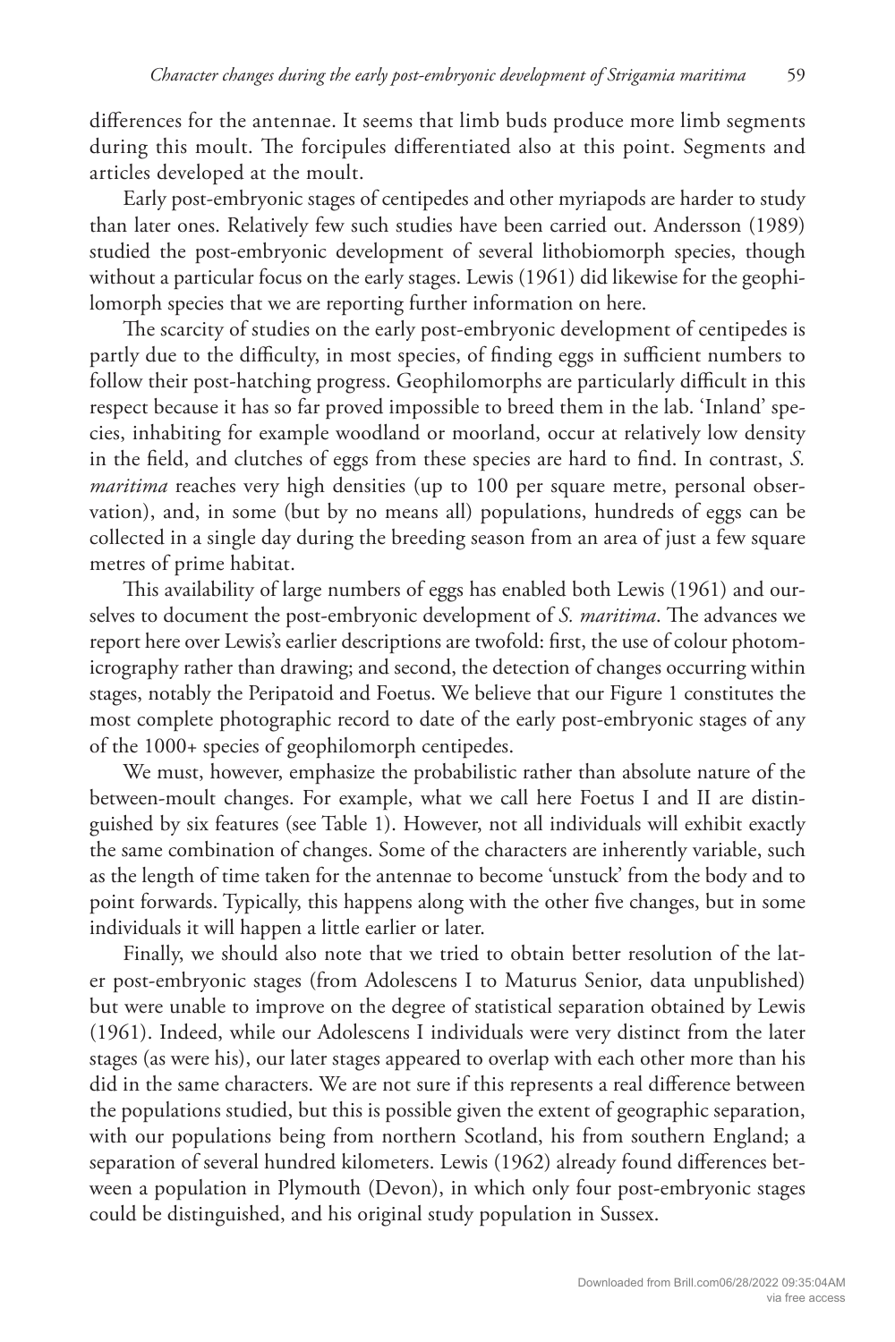differences for the antennae. It seems that limb buds produce more limb segments during this moult. The forcipules differentiated also at this point. Segments and articles developed at the moult.

Early post-embryonic stages of centipedes and other myriapods are harder to study than later ones. Relatively few such studies have been carried out. Andersson (1989) studied the post-embryonic development of several lithobiomorph species, though without a particular focus on the early stages. Lewis (1961) did likewise for the geophilomorph species that we are reporting further information on here.

The scarcity of studies on the early post-embryonic development of centipedes is partly due to the difficulty, in most species, of finding eggs in sufficient numbers to follow their post-hatching progress. Geophilomorphs are particularly difficult in this respect because it has so far proved impossible to breed them in the lab. 'Inland' species, inhabiting for example woodland or moorland, occur at relatively low density in the field, and clutches of eggs from these species are hard to find. In contrast, *S. maritima* reaches very high densities (up to 100 per square metre, personal observation), and, in some (but by no means all) populations, hundreds of eggs can be collected in a single day during the breeding season from an area of just a few square metres of prime habitat.

This availability of large numbers of eggs has enabled both Lewis (1961) and ourselves to document the post-embryonic development of *S. maritima*. The advances we report here over Lewis's earlier descriptions are twofold: first, the use of colour photomicrography rather than drawing; and second, the detection of changes occurring within stages, notably the Peripatoid and Foetus. We believe that our Figure 1 constitutes the most complete photographic record to date of the early post-embryonic stages of any of the 1000+ species of geophilomorph centipedes.

We must, however, emphasize the probabilistic rather than absolute nature of the between-moult changes. For example, what we call here Foetus I and II are distinguished by six features (see Table 1). However, not all individuals will exhibit exactly the same combination of changes. Some of the characters are inherently variable, such as the length of time taken for the antennae to become 'unstuck' from the body and to point forwards. Typically, this happens along with the other five changes, but in some individuals it will happen a little earlier or later.

Finally, we should also note that we tried to obtain better resolution of the later post-embryonic stages (from Adolescens I to Maturus Senior, data unpublished) but were unable to improve on the degree of statistical separation obtained by Lewis (1961). Indeed, while our Adolescens I individuals were very distinct from the later stages (as were his), our later stages appeared to overlap with each other more than his did in the same characters. We are not sure if this represents a real difference between the populations studied, but this is possible given the extent of geographic separation, with our populations being from northern Scotland, his from southern England; a separation of several hundred kilometers. Lewis (1962) already found differences between a population in Plymouth (Devon), in which only four post-embryonic stages could be distinguished, and his original study population in Sussex.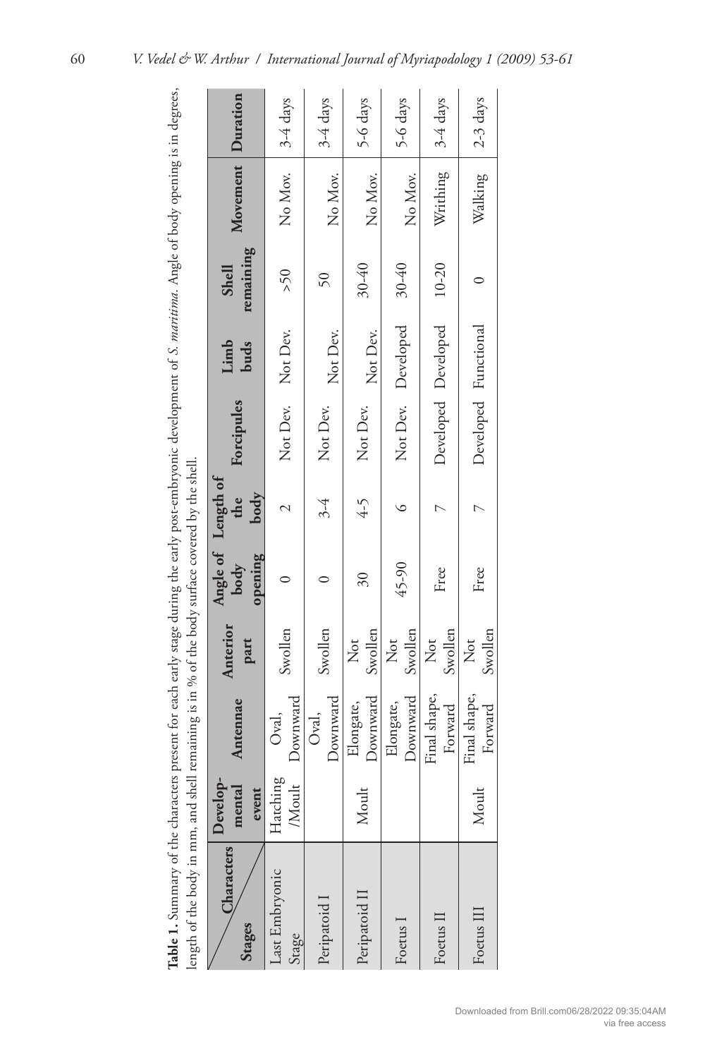**Table 1.** Summary of the characters present for each early stage during the early post-embryonic development of *S. maritima*. Angle of body opening is in degrees, length of the body in mm, and shell remaining is in % of the body surface covered by the shell.

| Stages \ Characters | Developmental event | Antennae | Anterior part | Angle of body opening | Length of the body | Forcipules | Limb buds | Shell remaining | Movement | Duration |
|---|---|---|---|---|---|---|---|---|---|---|
| Last Embryonic Stage | Hatching /Moult | Oval, Downward | Swollen | 0 | 2 | Not Dev. | Not Dev. | >50 | No Mov. | 3-4 days |
| Peripatoid I | | Oval, Downward | Swollen | 0 | 3-4 | Not Dev. | Not Dev. | 50 | No Mov. | 3-4 days |
| Peripatoid II | Moult | Elongate, Downward | Not Swollen | 30 | 4-5 | Not Dev. | Not Dev. | 30-40 | No Mov. | 5-6 days |
| Foetus I | | Elongate, Downward | Not Swollen | 45-90 | 6 | Not Dev. | Developed | 30-40 | No Mov. | 5-6 days |
| Foetus II | | Final shape, Forward | Not Swollen | Free | 7 | Developed | Developed | 10-20 | Writhing | 3-4 days |
| Foetus III | Moult | Final shape, Forward | Not Swollen | Free | 7 | Developed | Functional | 0 | Walking | 2-3 days |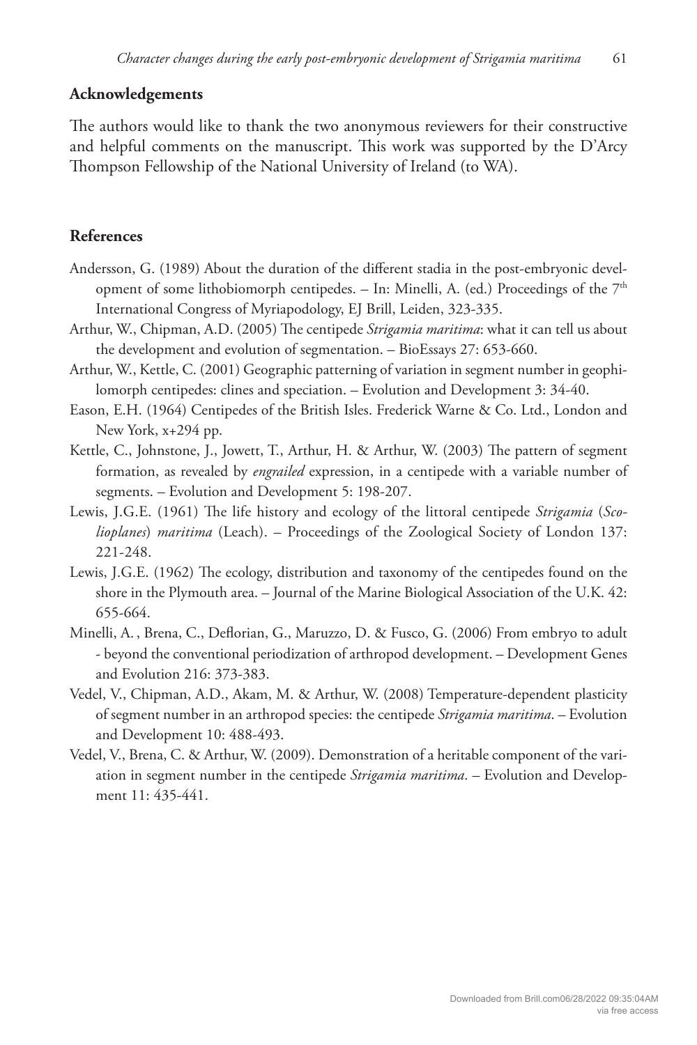## Acknowledgements

The authors would like to thank the two anonymous reviewers for their constructive and helpful comments on the manuscript. This work was supported by the D'Arcy Thompson Fellowship of the National University of Ireland (to WA).

## References

Andersson, G. (1989) About the duration of the different stadia in the post-embryonic development of some lithobiomorph centipedes. – In: Minelli, A. (ed.) Proceedings of the 7th International Congress of Myriapodology, EJ Brill, Leiden, 323-335.

Arthur, W., Chipman, A.D. (2005) The centipede *Strigamia maritima*: what it can tell us about the development and evolution of segmentation. – BioEssays 27: 653-660.

Arthur, W., Kettle, C. (2001) Geographic patterning of variation in segment number in geophilomorph centipedes: clines and speciation. – Evolution and Development 3: 34-40.

Eason, E.H. (1964) Centipedes of the British Isles. Frederick Warne & Co. Ltd., London and New York, x+294 pp.

Kettle, C., Johnstone, J., Jowett, T., Arthur, H. & Arthur, W. (2003) The pattern of segment formation, as revealed by *engrailed* expression, in a centipede with a variable number of segments. – Evolution and Development 5: 198-207.

Lewis, J.G.E. (1961) The life history and ecology of the littoral centipede *Strigamia* (*Scolioplanes*) *maritima* (Leach). – Proceedings of the Zoological Society of London 137: 221-248.

Lewis, J.G.E. (1962) The ecology, distribution and taxonomy of the centipedes found on the shore in the Plymouth area. – Journal of the Marine Biological Association of the U.K. 42: 655-664.

Minelli, A. , Brena, C., Deflorian, G., Maruzzo, D. & Fusco, G. (2006) From embryo to adult - beyond the conventional periodization of arthropod development. – Development Genes and Evolution 216: 373-383.

Vedel, V., Chipman, A.D., Akam, M. & Arthur, W. (2008) Temperature-dependent plasticity of segment number in an arthropod species: the centipede *Strigamia maritima*. – Evolution and Development 10: 488-493.

Vedel, V., Brena, C. & Arthur, W. (2009). Demonstration of a heritable component of the variation in segment number in the centipede *Strigamia maritima*. – Evolution and Development 11: 435-441.